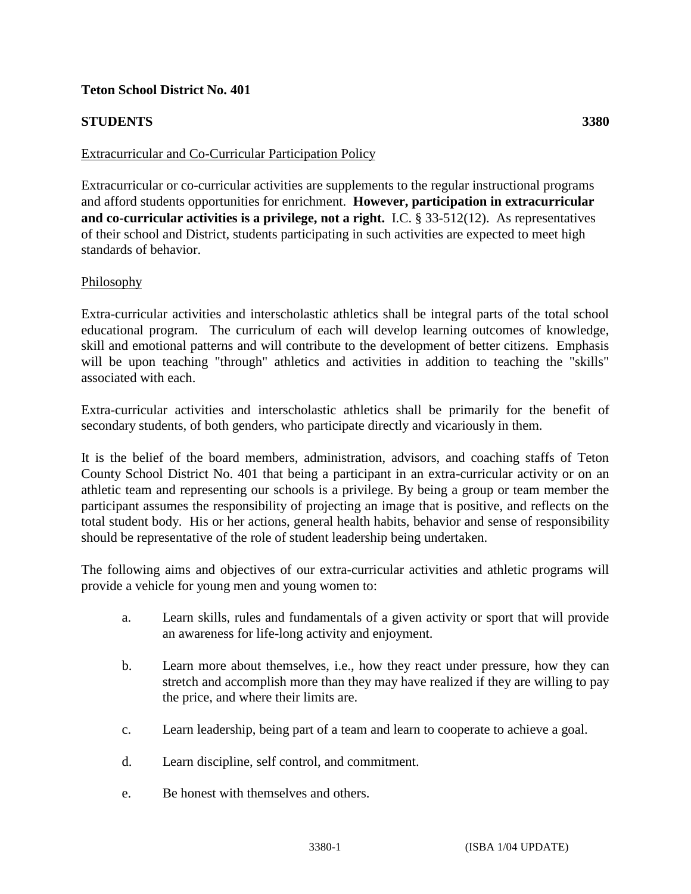**Teton School District No. 401**

**STUDENTS** **3380**

Extracurricular and Co-Curricular Participation Policy

Extracurricular or co-curricular activities are supplements to the regular instructional programs and afford students opportunities for enrichment. **However, participation in extracurricular and co-curricular activities is a privilege, not a right.** I.C. § 33-512(12). As representatives of their school and District, students participating in such activities are expected to meet high standards of behavior.

Philosophy

Extra-curricular activities and interscholastic athletics shall be integral parts of the total school educational program. The curriculum of each will develop learning outcomes of knowledge, skill and emotional patterns and will contribute to the development of better citizens. Emphasis will be upon teaching "through" athletics and activities in addition to teaching the "skills" associated with each.

Extra-curricular activities and interscholastic athletics shall be primarily for the benefit of secondary students, of both genders, who participate directly and vicariously in them.

It is the belief of the board members, administration, advisors, and coaching staffs of Teton County School District No. 401 that being a participant in an extra-curricular activity or on an athletic team and representing our schools is a privilege. By being a group or team member the participant assumes the responsibility of projecting an image that is positive, and reflects on the total student body. His or her actions, general health habits, behavior and sense of responsibility should be representative of the role of student leadership being undertaken.

The following aims and objectives of our extra-curricular activities and athletic programs will provide a vehicle for young men and young women to:

a. Learn skills, rules and fundamentals of a given activity or sport that will provide an awareness for life-long activity and enjoyment.

b. Learn more about themselves, i.e., how they react under pressure, how they can stretch and accomplish more than they may have realized if they are willing to pay the price, and where their limits are.

c. Learn leadership, being part of a team and learn to cooperate to achieve a goal.

d. Learn discipline, self control, and commitment.

e. Be honest with themselves and others.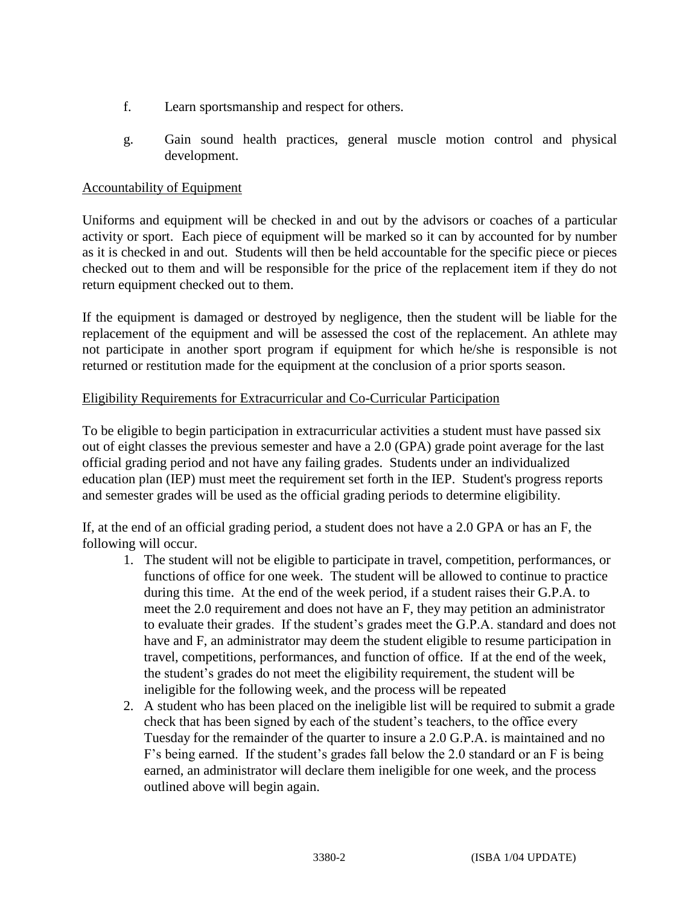f. Learn sportsmanship and respect for others.

g. Gain sound health practices, general muscle motion control and physical development.

Accountability of Equipment

Uniforms and equipment will be checked in and out by the advisors or coaches of a particular activity or sport. Each piece of equipment will be marked so it can by accounted for by number as it is checked in and out. Students will then be held accountable for the specific piece or pieces checked out to them and will be responsible for the price of the replacement item if they do not return equipment checked out to them.

If the equipment is damaged or destroyed by negligence, then the student will be liable for the replacement of the equipment and will be assessed the cost of the replacement. An athlete may not participate in another sport program if equipment for which he/she is responsible is not returned or restitution made for the equipment at the conclusion of a prior sports season.

Eligibility Requirements for Extracurricular and Co-Curricular Participation

To be eligible to begin participation in extracurricular activities a student must have passed six out of eight classes the previous semester and have a 2.0 (GPA) grade point average for the last official grading period and not have any failing grades. Students under an individualized education plan (IEP) must meet the requirement set forth in the IEP. Student's progress reports and semester grades will be used as the official grading periods to determine eligibility.

If, at the end of an official grading period, a student does not have a 2.0 GPA or has an F, the following will occur.

1. The student will not be eligible to participate in travel, competition, performances, or functions of office for one week. The student will be allowed to continue to practice during this time. At the end of the week period, if a student raises their G.P.A. to meet the 2.0 requirement and does not have an F, they may petition an administrator to evaluate their grades. If the student's grades meet the G.P.A. standard and does not have and F, an administrator may deem the student eligible to resume participation in travel, competitions, performances, and function of office. If at the end of the week, the student's grades do not meet the eligibility requirement, the student will be ineligible for the following week, and the process will be repeated
2. A student who has been placed on the ineligible list will be required to submit a grade check that has been signed by each of the student's teachers, to the office every Tuesday for the remainder of the quarter to insure a 2.0 G.P.A. is maintained and no F's being earned. If the student's grades fall below the 2.0 standard or an F is being earned, an administrator will declare them ineligible for one week, and the process outlined above will begin again.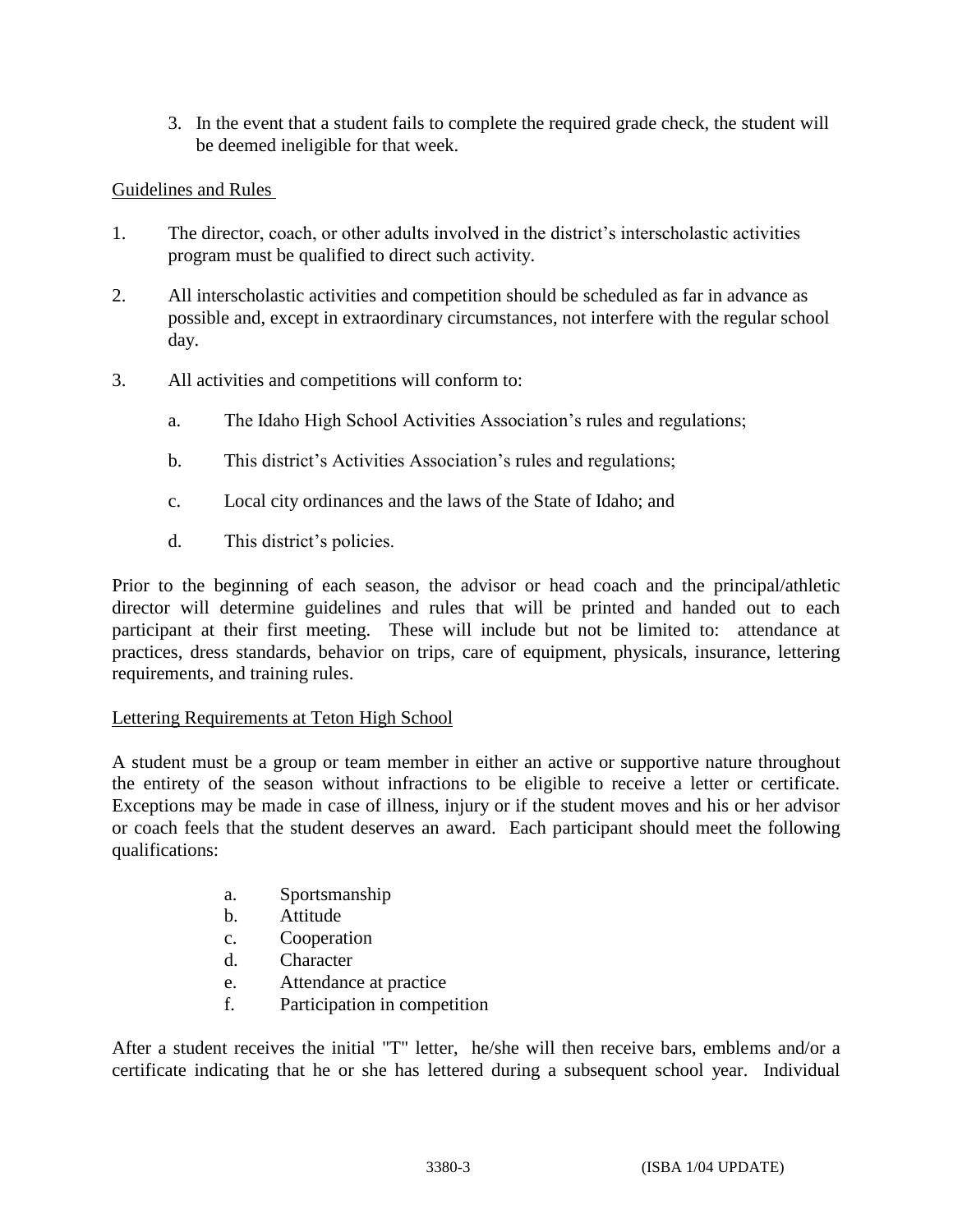3. In the event that a student fails to complete the required grade check, the student will be deemed ineligible for that week.

Guidelines and Rules

1. The director, coach, or other adults involved in the district's interscholastic activities program must be qualified to direct such activity.

2. All interscholastic activities and competition should be scheduled as far in advance as possible and, except in extraordinary circumstances, not interfere with the regular school day.

3. All activities and competitions will conform to:

   a. The Idaho High School Activities Association's rules and regulations;

   b. This district's Activities Association's rules and regulations;

   c. Local city ordinances and the laws of the State of Idaho; and

   d. This district's policies.

Prior to the beginning of each season, the advisor or head coach and the principal/athletic director will determine guidelines and rules that will be printed and handed out to each participant at their first meeting. These will include but not be limited to: attendance at practices, dress standards, behavior on trips, care of equipment, physicals, insurance, lettering requirements, and training rules.

Lettering Requirements at Teton High School

A student must be a group or team member in either an active or supportive nature throughout the entirety of the season without infractions to be eligible to receive a letter or certificate. Exceptions may be made in case of illness, injury or if the student moves and his or her advisor or coach feels that the student deserves an award. Each participant should meet the following qualifications:

a. Sportsmanship
b. Attitude
c. Cooperation
d. Character
e. Attendance at practice
f. Participation in competition

After a student receives the initial "T" letter, he/she will then receive bars, emblems and/or a certificate indicating that he or she has lettered during a subsequent school year. Individual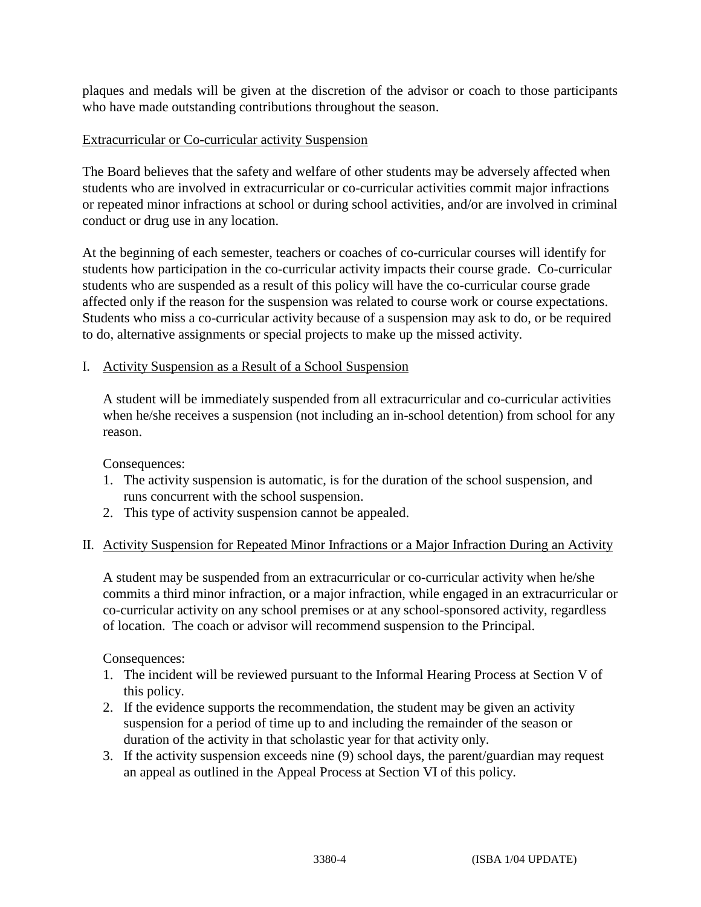plaques and medals will be given at the discretion of the advisor or coach to those participants who have made outstanding contributions throughout the season.

Extracurricular or Co-curricular activity Suspension

The Board believes that the safety and welfare of other students may be adversely affected when students who are involved in extracurricular or co-curricular activities commit major infractions or repeated minor infractions at school or during school activities, and/or are involved in criminal conduct or drug use in any location.

At the beginning of each semester, teachers or coaches of co-curricular courses will identify for students how participation in the co-curricular activity impacts their course grade. Co-curricular students who are suspended as a result of this policy will have the co-curricular course grade affected only if the reason for the suspension was related to course work or course expectations. Students who miss a co-curricular activity because of a suspension may ask to do, or be required to do, alternative assignments or special projects to make up the missed activity.

I. Activity Suspension as a Result of a School Suspension

A student will be immediately suspended from all extracurricular and co-curricular activities when he/she receives a suspension (not including an in-school detention) from school for any reason.

Consequences:

1. The activity suspension is automatic, is for the duration of the school suspension, and runs concurrent with the school suspension.
2. This type of activity suspension cannot be appealed.

II. Activity Suspension for Repeated Minor Infractions or a Major Infraction During an Activity

A student may be suspended from an extracurricular or co-curricular activity when he/she commits a third minor infraction, or a major infraction, while engaged in an extracurricular or co-curricular activity on any school premises or at any school-sponsored activity, regardless of location. The coach or advisor will recommend suspension to the Principal.

Consequences:

1. The incident will be reviewed pursuant to the Informal Hearing Process at Section V of this policy.
2. If the evidence supports the recommendation, the student may be given an activity suspension for a period of time up to and including the remainder of the season or duration of the activity in that scholastic year for that activity only.
3. If the activity suspension exceeds nine (9) school days, the parent/guardian may request an appeal as outlined in the Appeal Process at Section VI of this policy.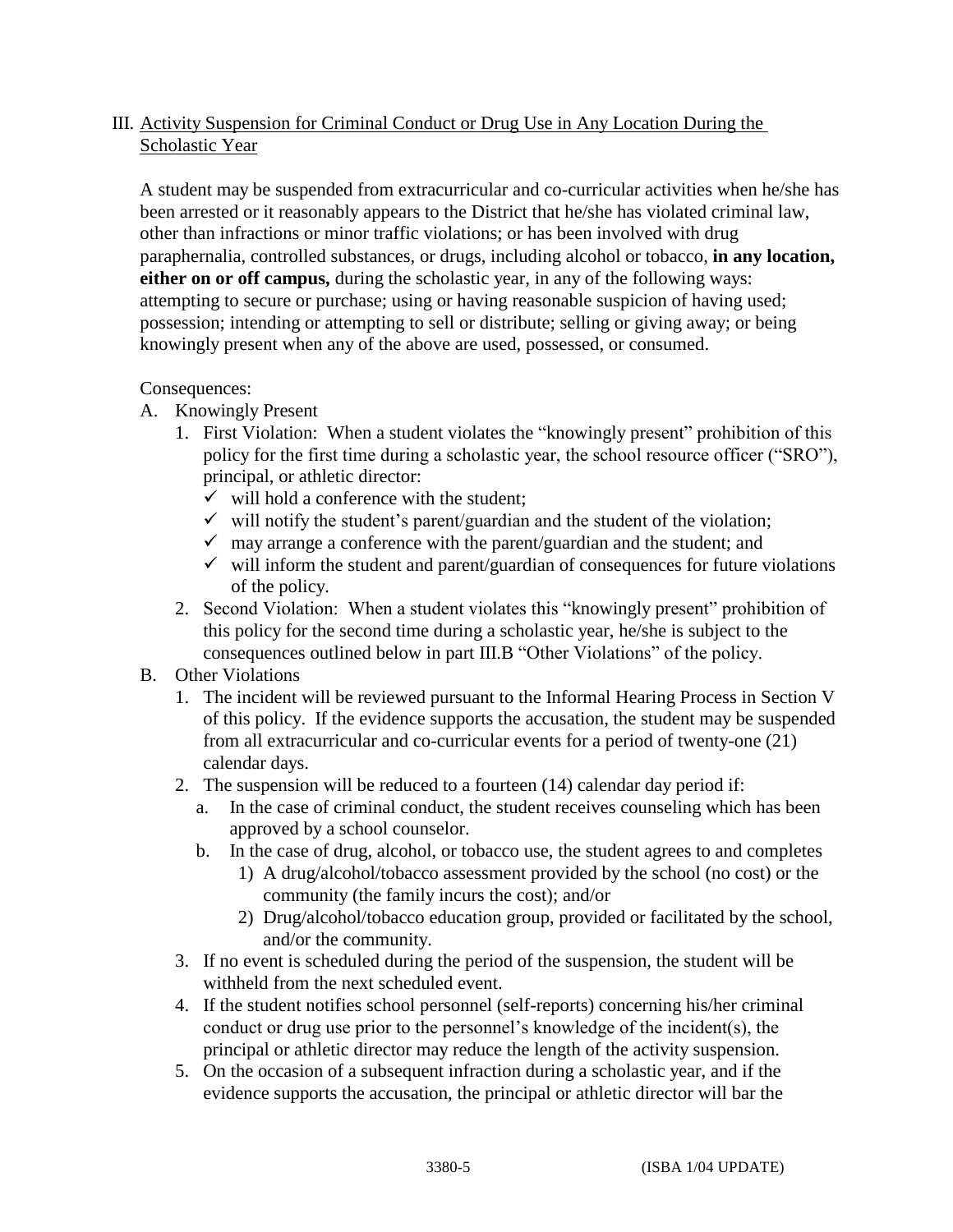## III. Activity Suspension for Criminal Conduct or Drug Use in Any Location During the Scholastic Year

A student may be suspended from extracurricular and co-curricular activities when he/she has been arrested or it reasonably appears to the District that he/she has violated criminal law, other than infractions or minor traffic violations; or has been involved with drug paraphernalia, controlled substances, or drugs, including alcohol or tobacco, **in any location, either on or off campus,** during the scholastic year, in any of the following ways: attempting to secure or purchase; using or having reasonable suspicion of having used; possession; intending or attempting to sell or distribute; selling or giving away; or being knowingly present when any of the above are used, possessed, or consumed.

Consequences:

A. Knowingly Present
   1. First Violation: When a student violates the "knowingly present" prohibition of this policy for the first time during a scholastic year, the school resource officer ("SRO"), principal, or athletic director:
      - ✓ will hold a conference with the student;
      - ✓ will notify the student's parent/guardian and the student of the violation;
      - ✓ may arrange a conference with the parent/guardian and the student; and
      - ✓ will inform the student and parent/guardian of consequences for future violations of the policy.
   2. Second Violation: When a student violates this "knowingly present" prohibition of this policy for the second time during a scholastic year, he/she is subject to the consequences outlined below in part III.B "Other Violations" of the policy.

B. Other Violations
   1. The incident will be reviewed pursuant to the Informal Hearing Process in Section V of this policy. If the evidence supports the accusation, the student may be suspended from all extracurricular and co-curricular events for a period of twenty-one (21) calendar days.
   2. The suspension will be reduced to a fourteen (14) calendar day period if:
      a. In the case of criminal conduct, the student receives counseling which has been approved by a school counselor.
      b. In the case of drug, alcohol, or tobacco use, the student agrees to and completes
         1) A drug/alcohol/tobacco assessment provided by the school (no cost) or the community (the family incurs the cost); and/or
         2) Drug/alcohol/tobacco education group, provided or facilitated by the school, and/or the community.
   3. If no event is scheduled during the period of the suspension, the student will be withheld from the next scheduled event.
   4. If the student notifies school personnel (self-reports) concerning his/her criminal conduct or drug use prior to the personnel's knowledge of the incident(s), the principal or athletic director may reduce the length of the activity suspension.
   5. On the occasion of a subsequent infraction during a scholastic year, and if the evidence supports the accusation, the principal or athletic director will bar the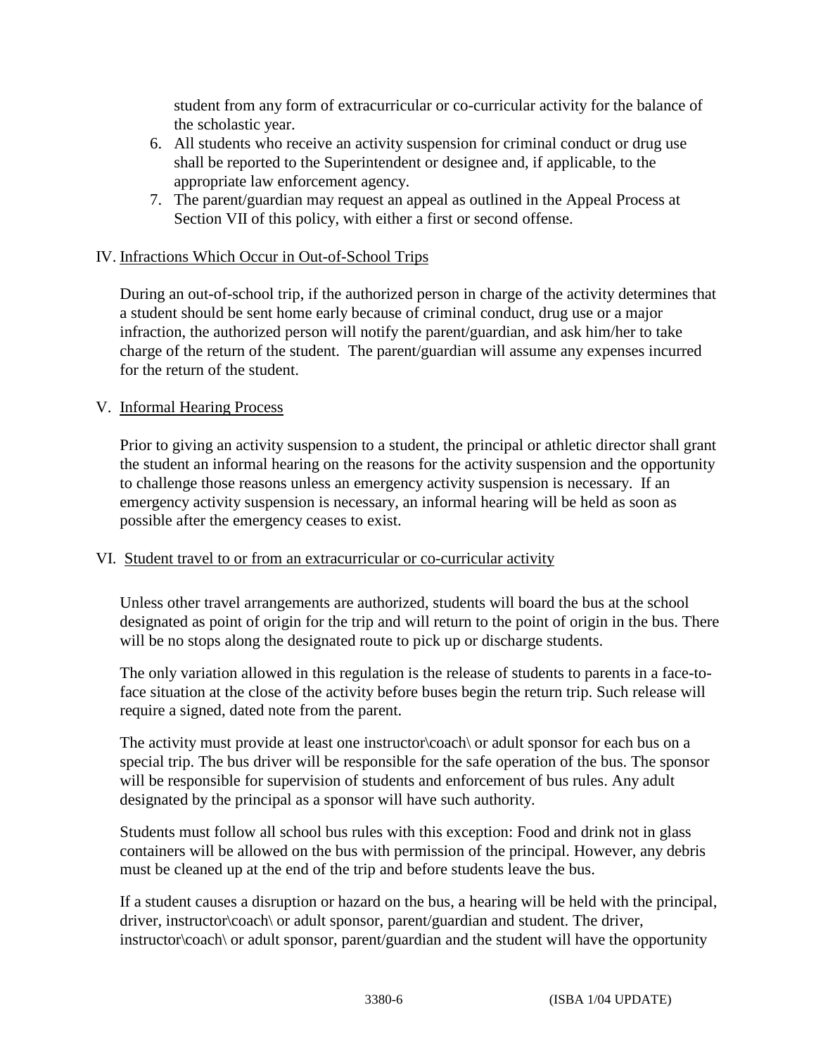student from any form of extracurricular or co-curricular activity for the balance of the scholastic year.

6. All students who receive an activity suspension for criminal conduct or drug use shall be reported to the Superintendent or designee and, if applicable, to the appropriate law enforcement agency.
7. The parent/guardian may request an appeal as outlined in the Appeal Process at Section VII of this policy, with either a first or second offense.

## IV. Infractions Which Occur in Out-of-School Trips

During an out-of-school trip, if the authorized person in charge of the activity determines that a student should be sent home early because of criminal conduct, drug use or a major infraction, the authorized person will notify the parent/guardian, and ask him/her to take charge of the return of the student. The parent/guardian will assume any expenses incurred for the return of the student.

## V. Informal Hearing Process

Prior to giving an activity suspension to a student, the principal or athletic director shall grant the student an informal hearing on the reasons for the activity suspension and the opportunity to challenge those reasons unless an emergency activity suspension is necessary. If an emergency activity suspension is necessary, an informal hearing will be held as soon as possible after the emergency ceases to exist.

## VI. Student travel to or from an extracurricular or co-curricular activity

Unless other travel arrangements are authorized, students will board the bus at the school designated as point of origin for the trip and will return to the point of origin in the bus. There will be no stops along the designated route to pick up or discharge students.

The only variation allowed in this regulation is the release of students to parents in a face-to-face situation at the close of the activity before buses begin the return trip. Such release will require a signed, dated note from the parent.

The activity must provide at least one instructor\coach\ or adult sponsor for each bus on a special trip. The bus driver will be responsible for the safe operation of the bus. The sponsor will be responsible for supervision of students and enforcement of bus rules. Any adult designated by the principal as a sponsor will have such authority.

Students must follow all school bus rules with this exception: Food and drink not in glass containers will be allowed on the bus with permission of the principal. However, any debris must be cleaned up at the end of the trip and before students leave the bus.

If a student causes a disruption or hazard on the bus, a hearing will be held with the principal, driver, instructor\coach\ or adult sponsor, parent/guardian and student. The driver, instructor\coach\ or adult sponsor, parent/guardian and the student will have the opportunity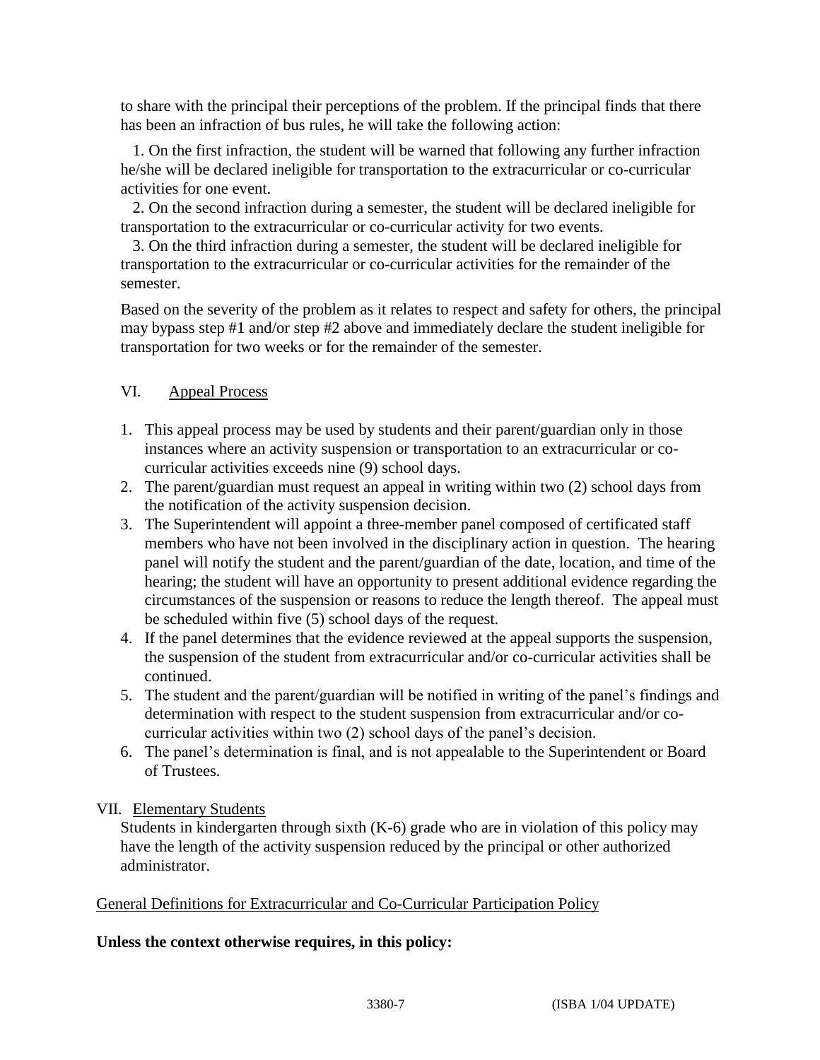to share with the principal their perceptions of the problem. If the principal finds that there has been an infraction of bus rules, he will take the following action:

1. On the first infraction, the student will be warned that following any further infraction he/she will be declared ineligible for transportation to the extracurricular or co-curricular activities for one event.
2. On the second infraction during a semester, the student will be declared ineligible for transportation to the extracurricular or co-curricular activity for two events.
3. On the third infraction during a semester, the student will be declared ineligible for transportation to the extracurricular or co-curricular activities for the remainder of the semester.

Based on the severity of the problem as it relates to respect and safety for others, the principal may bypass step #1 and/or step #2 above and immediately declare the student ineligible for transportation for two weeks or for the remainder of the semester.

## VI. Appeal Process

1. This appeal process may be used by students and their parent/guardian only in those instances where an activity suspension or transportation to an extracurricular or co-curricular activities exceeds nine (9) school days.
2. The parent/guardian must request an appeal in writing within two (2) school days from the notification of the activity suspension decision.
3. The Superintendent will appoint a three-member panel composed of certificated staff members who have not been involved in the disciplinary action in question. The hearing panel will notify the student and the parent/guardian of the date, location, and time of the hearing; the student will have an opportunity to present additional evidence regarding the circumstances of the suspension or reasons to reduce the length thereof. The appeal must be scheduled within five (5) school days of the request.
4. If the panel determines that the evidence reviewed at the appeal supports the suspension, the suspension of the student from extracurricular and/or co-curricular activities shall be continued.
5. The student and the parent/guardian will be notified in writing of the panel's findings and determination with respect to the student suspension from extracurricular and/or co-curricular activities within two (2) school days of the panel's decision.
6. The panel's determination is final, and is not appealable to the Superintendent or Board of Trustees.

## VII. Elementary Students

Students in kindergarten through sixth (K-6) grade who are in violation of this policy may have the length of the activity suspension reduced by the principal or other authorized administrator.

## General Definitions for Extracurricular and Co-Curricular Participation Policy

**Unless the context otherwise requires, in this policy:**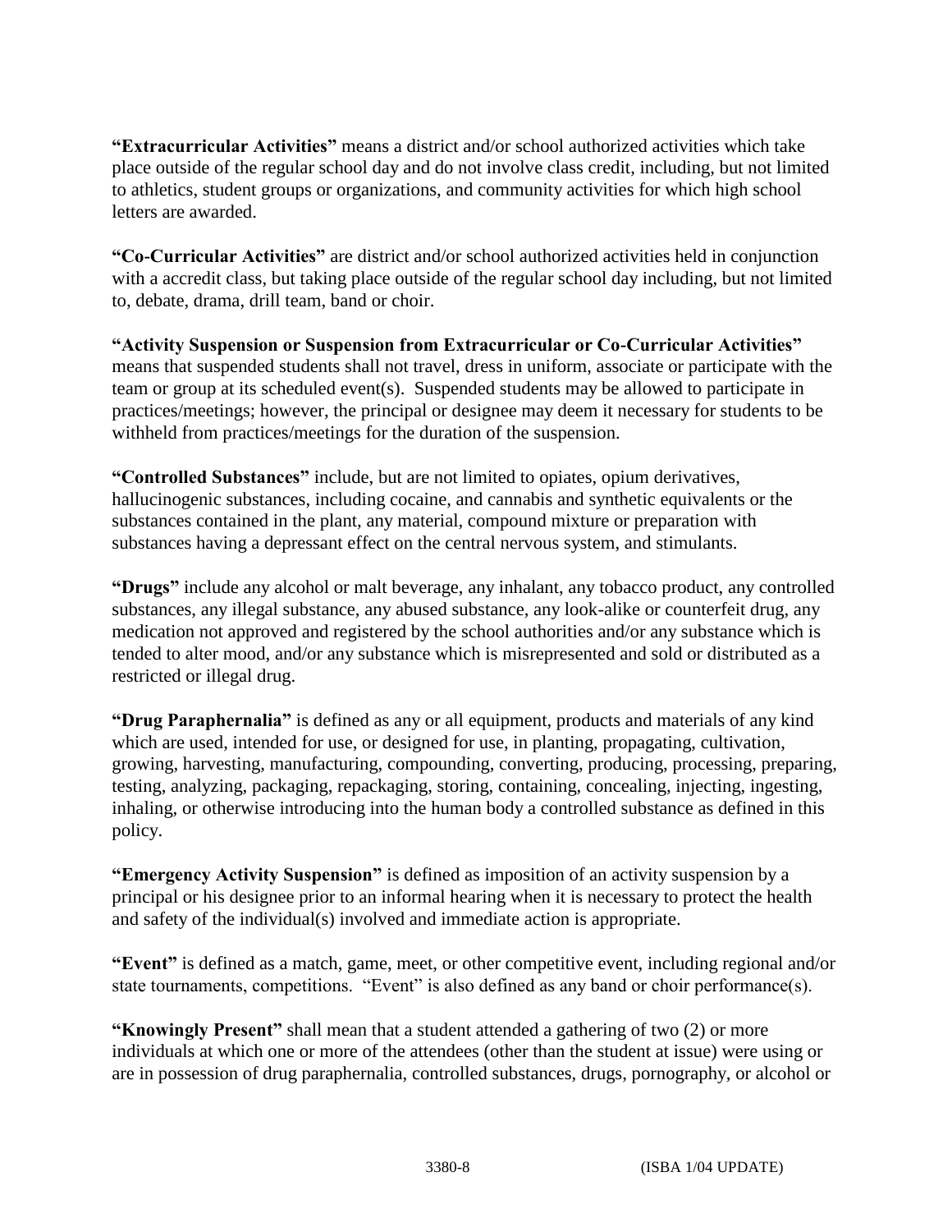**"Extracurricular Activities"** means a district and/or school authorized activities which take place outside of the regular school day and do not involve class credit, including, but not limited to athletics, student groups or organizations, and community activities for which high school letters are awarded.

**"Co-Curricular Activities"** are district and/or school authorized activities held in conjunction with a accredit class, but taking place outside of the regular school day including, but not limited to, debate, drama, drill team, band or choir.

**"Activity Suspension or Suspension from Extracurricular or Co-Curricular Activities"** means that suspended students shall not travel, dress in uniform, associate or participate with the team or group at its scheduled event(s). Suspended students may be allowed to participate in practices/meetings; however, the principal or designee may deem it necessary for students to be withheld from practices/meetings for the duration of the suspension.

**"Controlled Substances"** include, but are not limited to opiates, opium derivatives, hallucinogenic substances, including cocaine, and cannabis and synthetic equivalents or the substances contained in the plant, any material, compound mixture or preparation with substances having a depressant effect on the central nervous system, and stimulants.

**"Drugs"** include any alcohol or malt beverage, any inhalant, any tobacco product, any controlled substances, any illegal substance, any abused substance, any look-alike or counterfeit drug, any medication not approved and registered by the school authorities and/or any substance which is tended to alter mood, and/or any substance which is misrepresented and sold or distributed as a restricted or illegal drug.

**"Drug Paraphernalia"** is defined as any or all equipment, products and materials of any kind which are used, intended for use, or designed for use, in planting, propagating, cultivation, growing, harvesting, manufacturing, compounding, converting, producing, processing, preparing, testing, analyzing, packaging, repackaging, storing, containing, concealing, injecting, ingesting, inhaling, or otherwise introducing into the human body a controlled substance as defined in this policy.

**"Emergency Activity Suspension"** is defined as imposition of an activity suspension by a principal or his designee prior to an informal hearing when it is necessary to protect the health and safety of the individual(s) involved and immediate action is appropriate.

**"Event"** is defined as a match, game, meet, or other competitive event, including regional and/or state tournaments, competitions. "Event" is also defined as any band or choir performance(s).

**"Knowingly Present"** shall mean that a student attended a gathering of two (2) or more individuals at which one or more of the attendees (other than the student at issue) were using or are in possession of drug paraphernalia, controlled substances, drugs, pornography, or alcohol or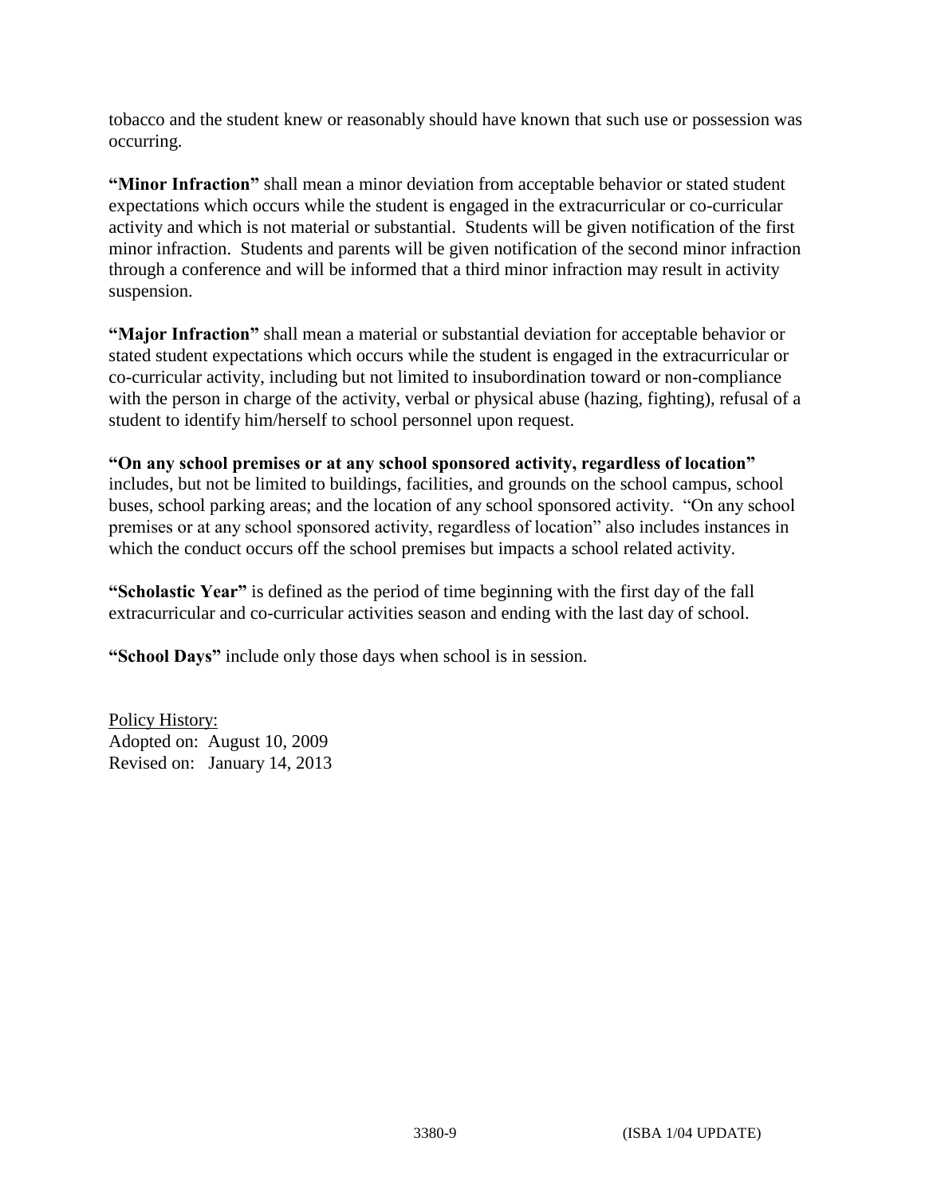tobacco and the student knew or reasonably should have known that such use or possession was occurring.

**"Minor Infraction"** shall mean a minor deviation from acceptable behavior or stated student expectations which occurs while the student is engaged in the extracurricular or co-curricular activity and which is not material or substantial. Students will be given notification of the first minor infraction. Students and parents will be given notification of the second minor infraction through a conference and will be informed that a third minor infraction may result in activity suspension.

**"Major Infraction"** shall mean a material or substantial deviation for acceptable behavior or stated student expectations which occurs while the student is engaged in the extracurricular or co-curricular activity, including but not limited to insubordination toward or non-compliance with the person in charge of the activity, verbal or physical abuse (hazing, fighting), refusal of a student to identify him/herself to school personnel upon request.

**"On any school premises or at any school sponsored activity, regardless of location"** includes, but not be limited to buildings, facilities, and grounds on the school campus, school buses, school parking areas; and the location of any school sponsored activity. "On any school premises or at any school sponsored activity, regardless of location" also includes instances in which the conduct occurs off the school premises but impacts a school related activity.

**"Scholastic Year"** is defined as the period of time beginning with the first day of the fall extracurricular and co-curricular activities season and ending with the last day of school.

**"School Days"** include only those days when school is in session.

Policy History:
Adopted on: August 10, 2009
Revised on: January 14, 2013